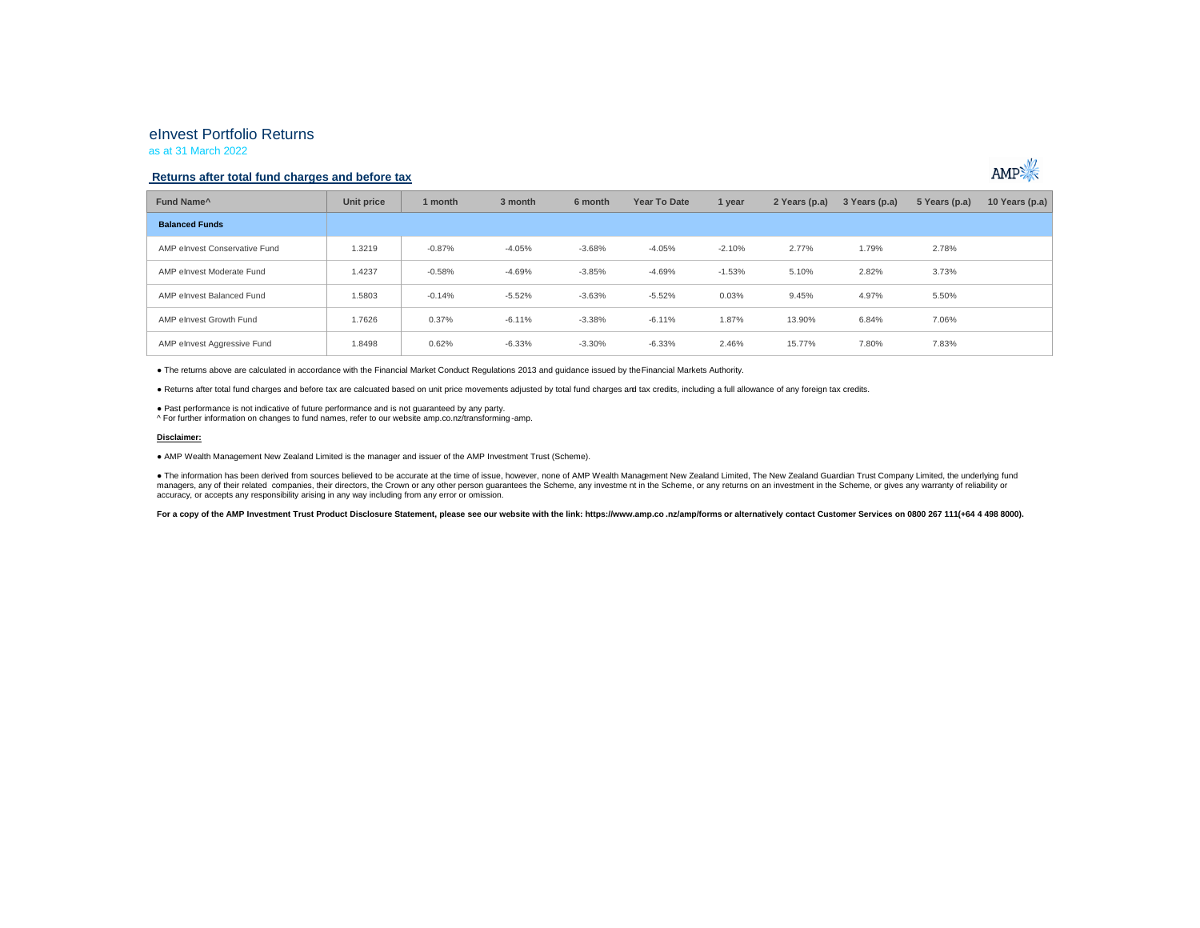# eInvest Portfolio Returns

as at 31 March 2022

## Returns after total fund charges and before tax

| Fund Name^ | Unit price | 1 month | 3 month | 6 month | Year To Date | 1 year | 2 Years (p.a) | 3 Years (p.a) | 5 Years (p.a) | 10 Years (p.a) |
|---|---|---|---|---|---|---|---|---|---|---|
| **Balanced Funds** | | | | | | | | | | |
| AMP eInvest Conservative Fund | 1.3219 | -0.87% | -4.05% | -3.68% | -4.05% | -2.10% | 2.77% | 1.79% | 2.78% | |
| AMP eInvest Moderate Fund | 1.4237 | -0.58% | -4.69% | -3.85% | -4.69% | -1.53% | 5.10% | 2.82% | 3.73% | |
| AMP eInvest Balanced Fund | 1.5803 | -0.14% | -5.52% | -3.63% | -5.52% | 0.03% | 9.45% | 4.97% | 5.50% | |
| AMP eInvest Growth Fund | 1.7626 | 0.37% | -6.11% | -3.38% | -6.11% | 1.87% | 13.90% | 6.84% | 7.06% | |
| AMP eInvest Aggressive Fund | 1.8498 | 0.62% | -6.33% | -3.30% | -6.33% | 2.46% | 15.77% | 7.80% | 7.83% | |

● The returns above are calculated in accordance with the Financial Market Conduct Regulations 2013 and guidance issued by the Financial Markets Authority.

● Returns after total fund charges and before tax are calcuated based on unit price movements adjusted by total fund charges and tax credits, including a full allowance of any foreign tax credits.

● Past performance is not indicative of future performance and is not guaranteed by any party.
^ For further information on changes to fund names, refer to our website amp.co.nz/transforming-amp.

**Disclaimer:**

● AMP Wealth Management New Zealand Limited is the manager and issuer of the AMP Investment Trust (Scheme).

● The information has been derived from sources believed to be accurate at the time of issue, however, none of AMP Wealth Management New Zealand Limited, The New Zealand Guardian Trust Company Limited, the underlying fund managers, any of their related companies, their directors, the Crown or any other person guarantees the Scheme, any investment in the Scheme, or any returns on an investment in the Scheme, or gives any warranty of reliability or accuracy, or accepts any responsibility arising in any way including from any error or omission.

**For a copy of the AMP Investment Trust Product Disclosure Statement, please see our website with the link: https://www.amp.co.nz/amp/forms or alternatively contact Customer Services on 0800 267 111(+64 4 498 8000).**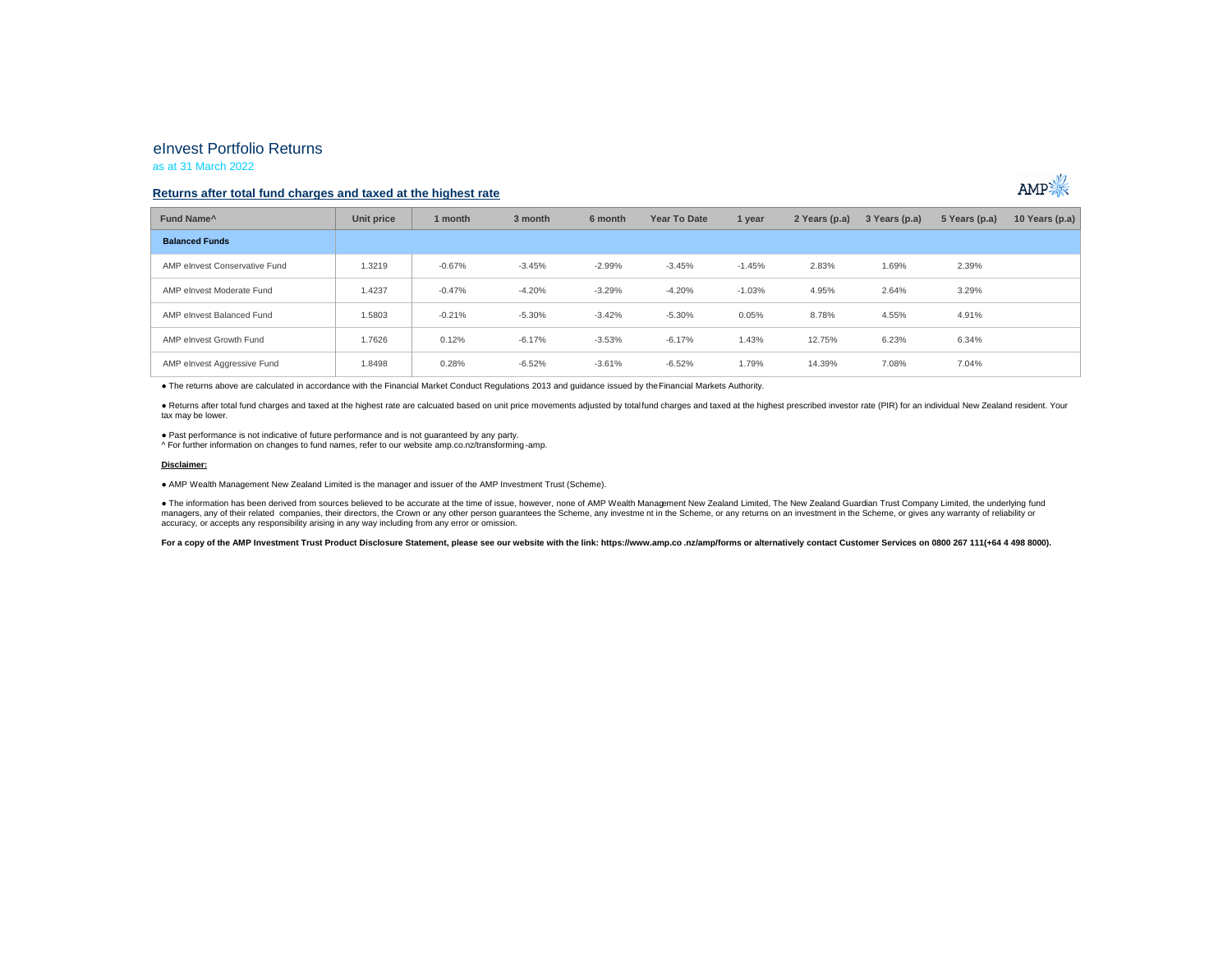# eInvest Portfolio Returns

as at 31 March 2022

## Returns after total fund charges and taxed at the highest rate

| Fund Name^ | Unit price | 1 month | 3 month | 6 month | Year To Date | 1 year | 2 Years (p.a) | 3 Years (p.a) | 5 Years (p.a) | 10 Years (p.a) |
|---|---|---|---|---|---|---|---|---|---|---|
| **Balanced Funds** | | | | | | | | | | |
| AMP eInvest Conservative Fund | 1.3219 | -0.67% | -3.45% | -2.99% | -3.45% | -1.45% | 2.83% | 1.69% | 2.39% | |
| AMP eInvest Moderate Fund | 1.4237 | -0.47% | -4.20% | -3.29% | -4.20% | -1.03% | 4.95% | 2.64% | 3.29% | |
| AMP eInvest Balanced Fund | 1.5803 | -0.21% | -5.30% | -3.42% | -5.30% | 0.05% | 8.78% | 4.55% | 4.91% | |
| AMP eInvest Growth Fund | 1.7626 | 0.12% | -6.17% | -3.53% | -6.17% | 1.43% | 12.75% | 6.23% | 6.34% | |
| AMP eInvest Aggressive Fund | 1.8498 | 0.28% | -6.52% | -3.61% | -6.52% | 1.79% | 14.39% | 7.08% | 7.04% | |

● The returns above are calculated in accordance with the Financial Market Conduct Regulations 2013 and guidance issued by the Financial Markets Authority.

● Returns after total fund charges and taxed at the highest rate are calcuated based on unit price movements adjusted by total fund charges and taxed at the highest prescribed investor rate (PIR) for an individual New Zealand resident. Your tax may be lower.

● Past performance is not indicative of future performance and is not guaranteed by any party.
^ For further information on changes to fund names, refer to our website amp.co.nz/transforming-amp.

**Disclaimer:**

● AMP Wealth Management New Zealand Limited is the manager and issuer of the AMP Investment Trust (Scheme).

● The information has been derived from sources believed to be accurate at the time of issue, however, none of AMP Wealth Management New Zealand Limited, The New Zealand Guardian Trust Company Limited, the underlying fund managers, any of their related companies, their directors, the Crown or any other person guarantees the Scheme, any investment in the Scheme, or any returns on an investment in the Scheme, or gives any warranty of reliability or accuracy, or accepts any responsibility arising in any way including from any error or omission.

**For a copy of the AMP Investment Trust Product Disclosure Statement, please see our website with the link: https://www.amp.co.nz/amp/forms or alternatively contact Customer Services on 0800 267 111(+64 4 498 8000).**